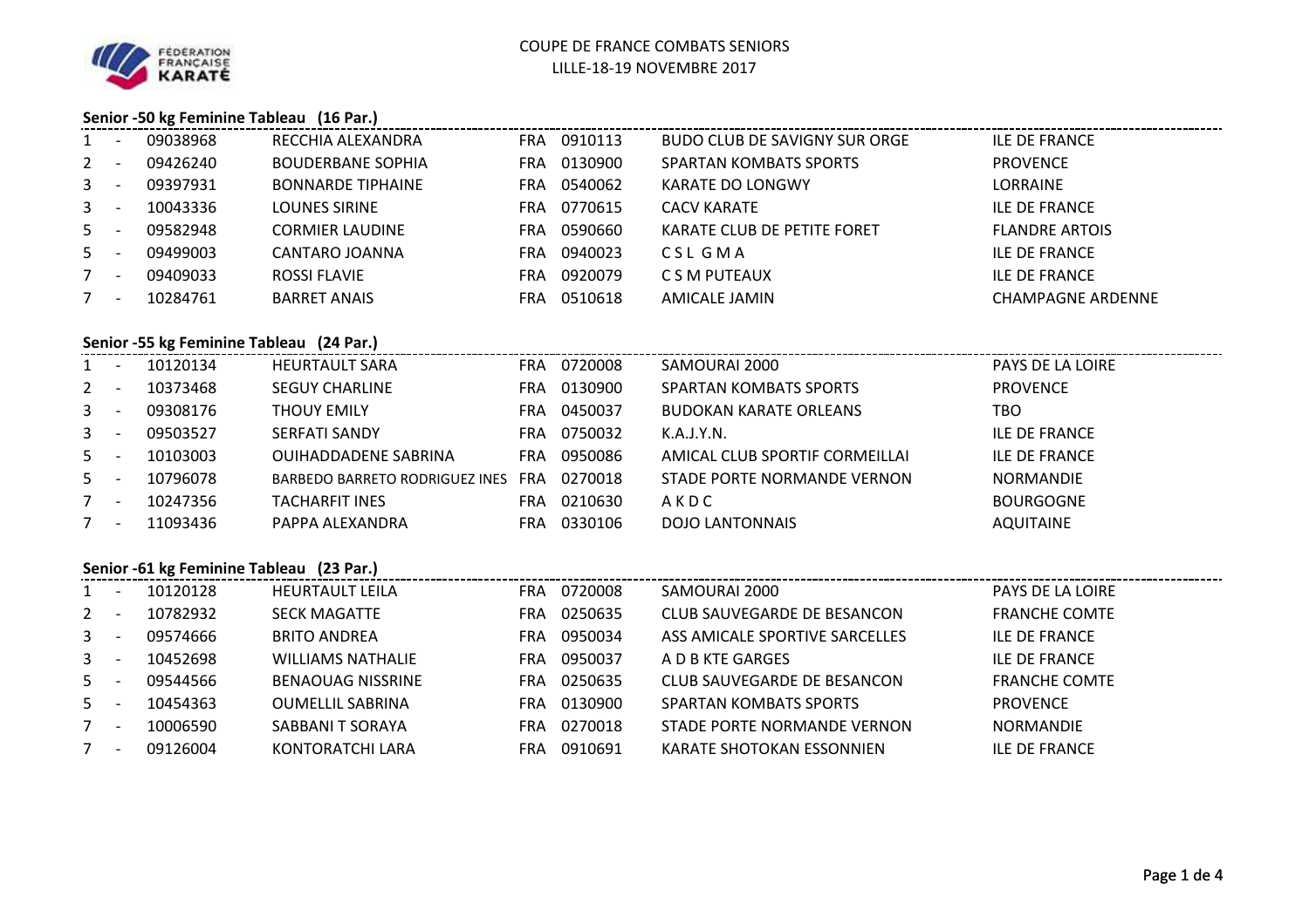# COUPE DE FRANCE COMBATS SENIORS

LILLE-18-19 NOVEMBRE 2017

## Senior -50 kg Feminine Tableau (16 Par.)

| Rang | | Licence | Nom | Pays | Club N° | Club | Ligue |
|---|---|---|---|---|---|---|---|
| 1 | - | 09038968 | RECCHIA ALEXANDRA | FRA | 0910113 | BUDO CLUB DE SAVIGNY SUR ORGE | ILE DE FRANCE |
| 2 | - | 09426240 | BOUDERBANE SOPHIA | FRA | 0130900 | SPARTAN KOMBATS SPORTS | PROVENCE |
| 3 | - | 09397931 | BONNARDE TIPHAINE | FRA | 0540062 | KARATE DO LONGWY | LORRAINE |
| 3 | - | 10043336 | LOUNES SIRINE | FRA | 0770615 | CACV KARATE | ILE DE FRANCE |
| 5 | - | 09582948 | CORMIER LAUDINE | FRA | 0590660 | KARATE CLUB DE PETITE FORET | FLANDRE ARTOIS |
| 5 | - | 09499003 | CANTARO JOANNA | FRA | 0940023 | C S L G M A | ILE DE FRANCE |
| 7 | - | 09409033 | ROSSI FLAVIE | FRA | 0920079 | C S M PUTEAUX | ILE DE FRANCE |
| 7 | - | 10284761 | BARRET ANAIS | FRA | 0510618 | AMICALE JAMIN | CHAMPAGNE ARDENNE |

## Senior -55 kg Feminine Tableau (24 Par.)

| Rang | | Licence | Nom | Pays | Club N° | Club | Ligue |
|---|---|---|---|---|---|---|---|
| 1 | - | 10120134 | HEURTAULT SARA | FRA | 0720008 | SAMOURAI 2000 | PAYS DE LA LOIRE |
| 2 | - | 10373468 | SEGUY CHARLINE | FRA | 0130900 | SPARTAN KOMBATS SPORTS | PROVENCE |
| 3 | - | 09308176 | THOUY EMILY | FRA | 0450037 | BUDOKAN KARATE ORLEANS | TBO |
| 3 | - | 09503527 | SERFATI SANDY | FRA | 0750032 | K.A.J.Y.N. | ILE DE FRANCE |
| 5 | - | 10103003 | OUIHADDADENE SABRINA | FRA | 0950086 | AMICAL CLUB SPORTIF CORMEILLAI | ILE DE FRANCE |
| 5 | - | 10796078 | BARBEDO BARRETO RODRIGUEZ INES | FRA | 0270018 | STADE PORTE NORMANDE VERNON | NORMANDIE |
| 7 | - | 10247356 | TACHARFIT INES | FRA | 0210630 | A K D C | BOURGOGNE |
| 7 | - | 11093436 | PAPPA ALEXANDRA | FRA | 0330106 | DOJO LANTONNAIS | AQUITAINE |

## Senior -61 kg Feminine Tableau (23 Par.)

| Rang | | Licence | Nom | Pays | Club N° | Club | Ligue |
|---|---|---|---|---|---|---|---|
| 1 | - | 10120128 | HEURTAULT LEILA | FRA | 0720008 | SAMOURAI 2000 | PAYS DE LA LOIRE |
| 2 | - | 10782932 | SECK MAGATTE | FRA | 0250635 | CLUB SAUVEGARDE DE BESANCON | FRANCHE COMTE |
| 3 | - | 09574666 | BRITO ANDREA | FRA | 0950034 | ASS AMICALE SPORTIVE SARCELLES | ILE DE FRANCE |
| 3 | - | 10452698 | WILLIAMS NATHALIE | FRA | 0950037 | A D B KTE GARGES | ILE DE FRANCE |
| 5 | - | 09544566 | BENAOUAG NISSRINE | FRA | 0250635 | CLUB SAUVEGARDE DE BESANCON | FRANCHE COMTE |
| 5 | - | 10454363 | OUMELLIL SABRINA | FRA | 0130900 | SPARTAN KOMBATS SPORTS | PROVENCE |
| 7 | - | 10006590 | SABBANI T SORAYA | FRA | 0270018 | STADE PORTE NORMANDE VERNON | NORMANDIE |
| 7 | - | 09126004 | KONTORATCHI LARA | FRA | 0910691 | KARATE SHOTOKAN ESSONNIEN | ILE DE FRANCE |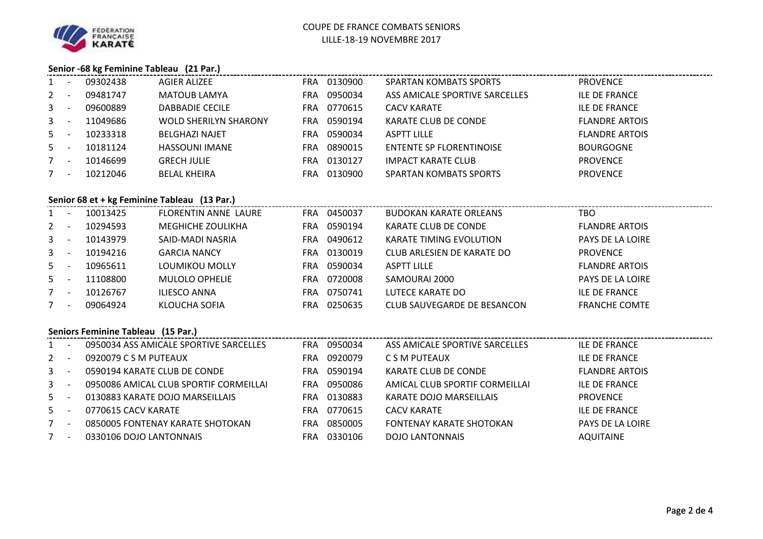COUPE DE FRANCE COMBATS SENIORS
LILLE-18-19 NOVEMBRE 2017

### Senior -68 kg Feminine Tableau (21 Par.)

| | | | | | | | |
|---|---|---|---|---|---|---|---|
| 1 | - | 09302438 | AGIER ALIZEE | FRA | 0130900 | SPARTAN KOMBATS SPORTS | PROVENCE |
| 2 | - | 09481747 | MATOUB LAMYA | FRA | 0950034 | ASS AMICALE SPORTIVE SARCELLES | ILE DE FRANCE |
| 3 | - | 09600889 | DABBADIE CECILE | FRA | 0770615 | CACV KARATE | ILE DE FRANCE |
| 3 | - | 11049686 | WOLD SHERILYN SHARONY | FRA | 0590194 | KARATE CLUB DE CONDE | FLANDRE ARTOIS |
| 5 | - | 10233318 | BELGHAZI NAJET | FRA | 0590034 | ASPTT LILLE | FLANDRE ARTOIS |
| 5 | - | 10181124 | HASSOUNI IMANE | FRA | 0890015 | ENTENTE SP FLORENTINOISE | BOURGOGNE |
| 7 | - | 10146699 | GRECH JULIE | FRA | 0130127 | IMPACT KARATE CLUB | PROVENCE |
| 7 | - | 10212046 | BELAL KHEIRA | FRA | 0130900 | SPARTAN KOMBATS SPORTS | PROVENCE |

### Senior 68 et + kg Feminine Tableau (13 Par.)

| | | | | | | | |
|---|---|---|---|---|---|---|---|
| 1 | - | 10013425 | FLORENTIN ANNE LAURE | FRA | 0450037 | BUDOKAN KARATE ORLEANS | TBO |
| 2 | - | 10294593 | MEGHICHE ZOULIKHA | FRA | 0590194 | KARATE CLUB DE CONDE | FLANDRE ARTOIS |
| 3 | - | 10143979 | SAID-MADI NASRIA | FRA | 0490612 | KARATE TIMING EVOLUTION | PAYS DE LA LOIRE |
| 3 | - | 10194216 | GARCIA NANCY | FRA | 0130019 | CLUB ARLESIEN DE KARATE DO | PROVENCE |
| 5 | - | 10965611 | LOUMIKOU MOLLY | FRA | 0590034 | ASPTT LILLE | FLANDRE ARTOIS |
| 5 | - | 11108800 | MULOLO OPHELIE | FRA | 0720008 | SAMOURAI 2000 | PAYS DE LA LOIRE |
| 7 | - | 10126767 | ILIESCO ANNA | FRA | 0750741 | LUTECE KARATE DO | ILE DE FRANCE |
| 7 | - | 09064924 | KLOUCHA SOFIA | FRA | 0250635 | CLUB SAUVEGARDE DE BESANCON | FRANCHE COMTE |

### Seniors Feminine Tableau (15 Par.)

| | | | | | | |
|---|---|---|---|---|---|---|
| 1 | - | 0950034 ASS AMICALE SPORTIVE SARCELLES | FRA | 0950034 | ASS AMICALE SPORTIVE SARCELLES | ILE DE FRANCE |
| 2 | - | 0920079 C S M PUTEAUX | FRA | 0920079 | C S M PUTEAUX | ILE DE FRANCE |
| 3 | - | 0590194 KARATE CLUB DE CONDE | FRA | 0590194 | KARATE CLUB DE CONDE | FLANDRE ARTOIS |
| 3 | - | 0950086 AMICAL CLUB SPORTIF CORMEILLAI | FRA | 0950086 | AMICAL CLUB SPORTIF CORMEILLAI | ILE DE FRANCE |
| 5 | - | 0130883 KARATE DOJO MARSEILLAIS | FRA | 0130883 | KARATE DOJO MARSEILLAIS | PROVENCE |
| 5 | - | 0770615 CACV KARATE | FRA | 0770615 | CACV KARATE | ILE DE FRANCE |
| 7 | - | 0850005 FONTENAY KARATE SHOTOKAN | FRA | 0850005 | FONTENAY KARATE SHOTOKAN | PAYS DE LA LOIRE |
| 7 | - | 0330106 DOJO LANTONNAIS | FRA | 0330106 | DOJO LANTONNAIS | AQUITAINE |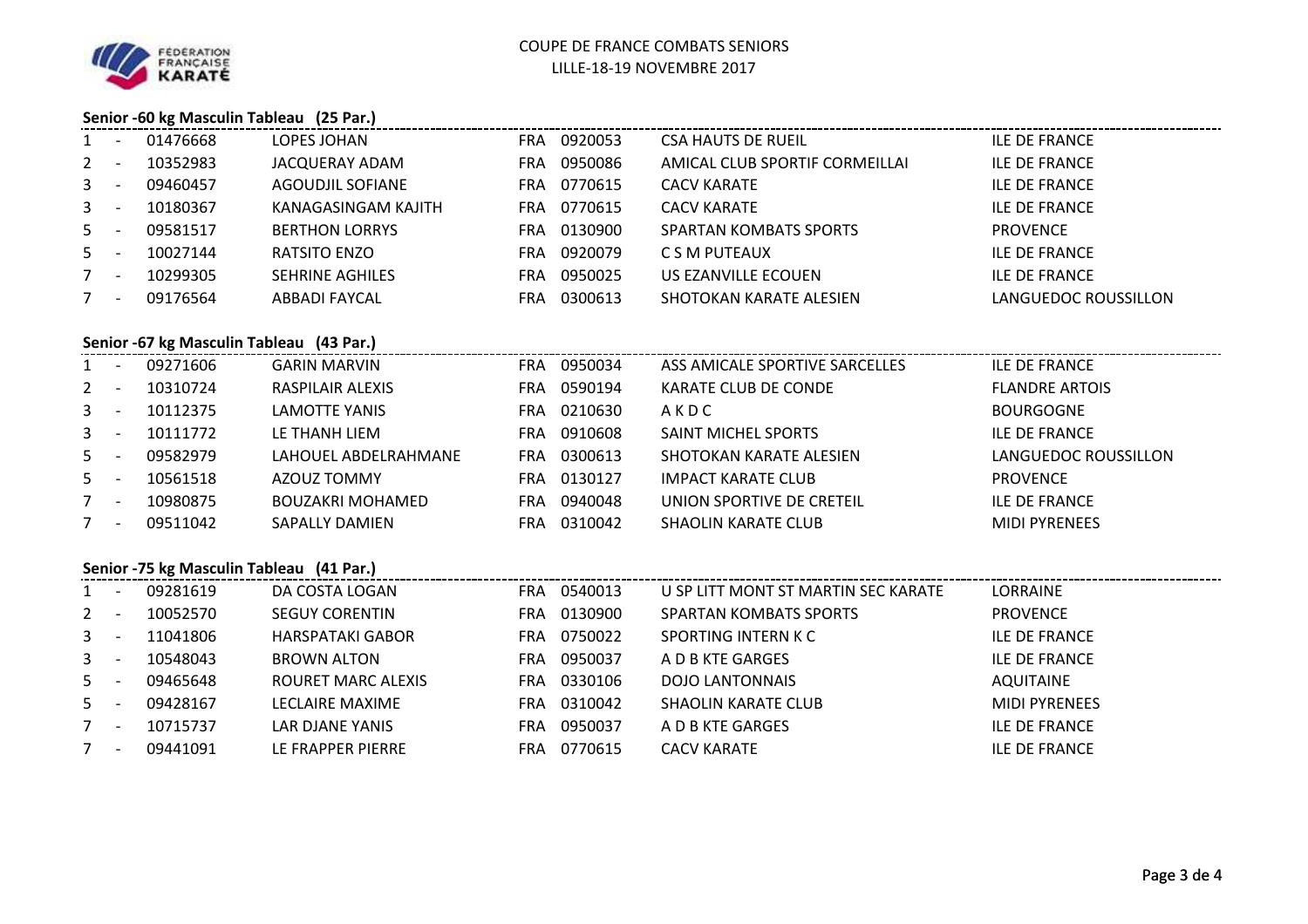COUPE DE FRANCE COMBATS SENIORS
LILLE-18-19 NOVEMBRE 2017

### Senior -60 kg Masculin Tableau (25 Par.)

| | | | | | | | |
|---|---|---|---|---|---|---|---|
| 1 | - | 01476668 | LOPES JOHAN | FRA | 0920053 | CSA HAUTS DE RUEIL | ILE DE FRANCE |
| 2 | - | 10352983 | JACQUERAY ADAM | FRA | 0950086 | AMICAL CLUB SPORTIF CORMEILLAI | ILE DE FRANCE |
| 3 | - | 09460457 | AGOUDJIL SOFIANE | FRA | 0770615 | CACV KARATE | ILE DE FRANCE |
| 3 | - | 10180367 | KANAGASINGAM KAJITH | FRA | 0770615 | CACV KARATE | ILE DE FRANCE |
| 5 | - | 09581517 | BERTHON LORRYS | FRA | 0130900 | SPARTAN KOMBATS SPORTS | PROVENCE |
| 5 | - | 10027144 | RATSITO ENZO | FRA | 0920079 | C S M PUTEAUX | ILE DE FRANCE |
| 7 | - | 10299305 | SEHRINE AGHILES | FRA | 0950025 | US EZANVILLE ECOUEN | ILE DE FRANCE |
| 7 | - | 09176564 | ABBADI FAYCAL | FRA | 0300613 | SHOTOKAN KARATE ALESIEN | LANGUEDOC ROUSSILLON |

### Senior -67 kg Masculin Tableau (43 Par.)

| | | | | | | | |
|---|---|---|---|---|---|---|---|
| 1 | - | 09271606 | GARIN MARVIN | FRA | 0950034 | ASS AMICALE SPORTIVE SARCELLES | ILE DE FRANCE |
| 2 | - | 10310724 | RASPILAIR ALEXIS | FRA | 0590194 | KARATE CLUB DE CONDE | FLANDRE ARTOIS |
| 3 | - | 10112375 | LAMOTTE YANIS | FRA | 0210630 | A K D C | BOURGOGNE |
| 3 | - | 10111772 | LE THANH LIEM | FRA | 0910608 | SAINT MICHEL SPORTS | ILE DE FRANCE |
| 5 | - | 09582979 | LAHOUEL ABDELRAHMANE | FRA | 0300613 | SHOTOKAN KARATE ALESIEN | LANGUEDOC ROUSSILLON |
| 5 | - | 10561518 | AZOUZ TOMMY | FRA | 0130127 | IMPACT KARATE CLUB | PROVENCE |
| 7 | - | 10980875 | BOUZAKRI MOHAMED | FRA | 0940048 | UNION SPORTIVE DE CRETEIL | ILE DE FRANCE |
| 7 | - | 09511042 | SAPALLY DAMIEN | FRA | 0310042 | SHAOLIN KARATE CLUB | MIDI PYRENEES |

### Senior -75 kg Masculin Tableau (41 Par.)

| | | | | | | | |
|---|---|---|---|---|---|---|---|
| 1 | - | 09281619 | DA COSTA LOGAN | FRA | 0540013 | U SP LITT MONT ST MARTIN SEC KARATE | LORRAINE |
| 2 | - | 10052570 | SEGUY CORENTIN | FRA | 0130900 | SPARTAN KOMBATS SPORTS | PROVENCE |
| 3 | - | 11041806 | HARSPATAKI GABOR | FRA | 0750022 | SPORTING INTERN K C | ILE DE FRANCE |
| 3 | - | 10548043 | BROWN ALTON | FRA | 0950037 | A D B KTE GARGES | ILE DE FRANCE |
| 5 | - | 09465648 | ROURET MARC ALEXIS | FRA | 0330106 | DOJO LANTONNAIS | AQUITAINE |
| 5 | - | 09428167 | LECLAIRE MAXIME | FRA | 0310042 | SHAOLIN KARATE CLUB | MIDI PYRENEES |
| 7 | - | 10715737 | LAR DJANE YANIS | FRA | 0950037 | A D B KTE GARGES | ILE DE FRANCE |
| 7 | - | 09441091 | LE FRAPPER PIERRE | FRA | 0770615 | CACV KARATE | ILE DE FRANCE |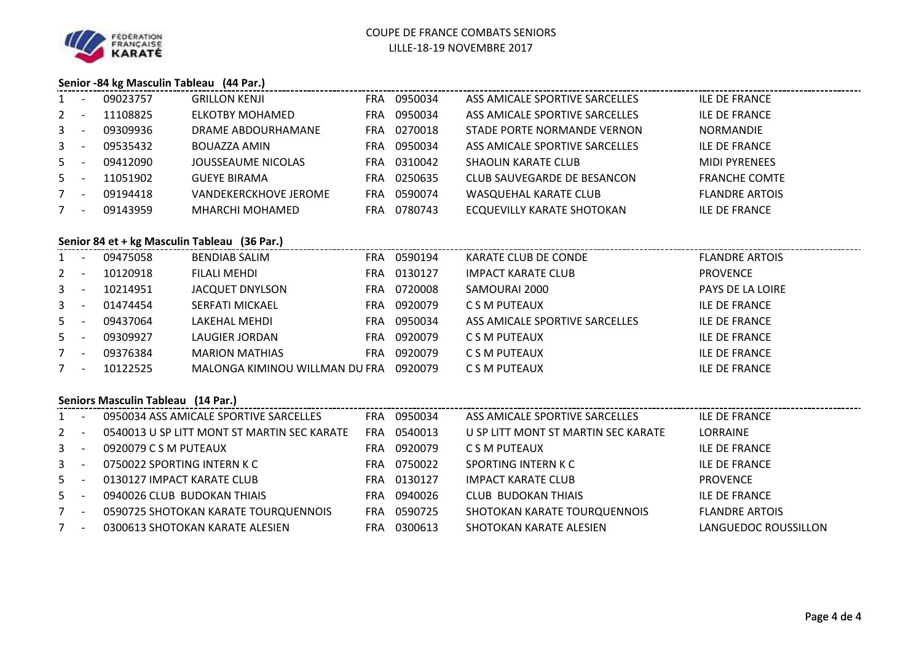### Senior -84 kg Masculin Tableau (44 Par.)

| | | | | | | | |
|---|---|---|---|---|---|---|---|
| 1 | - | 09023757 | GRILLON KENJI | FRA | 0950034 | ASS AMICALE SPORTIVE SARCELLES | ILE DE FRANCE |
| 2 | - | 11108825 | ELKOTBY MOHAMED | FRA | 0950034 | ASS AMICALE SPORTIVE SARCELLES | ILE DE FRANCE |
| 3 | - | 09309936 | DRAME ABDOURHAMANE | FRA | 0270018 | STADE PORTE NORMANDE VERNON | NORMANDIE |
| 3 | - | 09535432 | BOUAZZA AMIN | FRA | 0950034 | ASS AMICALE SPORTIVE SARCELLES | ILE DE FRANCE |
| 5 | - | 09412090 | JOUSSEAUME NICOLAS | FRA | 0310042 | SHAOLIN KARATE CLUB | MIDI PYRENEES |
| 5 | - | 11051902 | GUEYE BIRAMA | FRA | 0250635 | CLUB SAUVEGARDE DE BESANCON | FRANCHE COMTE |
| 7 | - | 09194418 | VANDEKERCKHOVE JEROME | FRA | 0590074 | WASQUEHAL KARATE CLUB | FLANDRE ARTOIS |
| 7 | - | 09143959 | MHARCHI MOHAMED | FRA | 0780743 | ECQUEVILLY KARATE SHOTOKAN | ILE DE FRANCE |

### Senior 84 et + kg Masculin Tableau (36 Par.)

| | | | | | | | |
|---|---|---|---|---|---|---|---|
| 1 | - | 09475058 | BENDIAB SALIM | FRA | 0590194 | KARATE CLUB DE CONDE | FLANDRE ARTOIS |
| 2 | - | 10120918 | FILALI MEHDI | FRA | 0130127 | IMPACT KARATE CLUB | PROVENCE |
| 3 | - | 10214951 | JACQUET DNYLSON | FRA | 0720008 | SAMOURAI 2000 | PAYS DE LA LOIRE |
| 3 | - | 01474454 | SERFATI MICKAEL | FRA | 0920079 | C S M PUTEAUX | ILE DE FRANCE |
| 5 | - | 09437064 | LAKEHAL MEHDI | FRA | 0950034 | ASS AMICALE SPORTIVE SARCELLES | ILE DE FRANCE |
| 5 | - | 09309927 | LAUGIER JORDAN | FRA | 0920079 | C S M PUTEAUX | ILE DE FRANCE |
| 7 | - | 09376384 | MARION MATHIAS | FRA | 0920079 | C S M PUTEAUX | ILE DE FRANCE |
| 7 | - | 10122525 | MALONGA KIMINOU WILLMAN DU | FRA | 0920079 | C S M PUTEAUX | ILE DE FRANCE |

### Seniors Masculin Tableau (14 Par.)

| | | | | | | |
|---|---|---|---|---|---|---|
| 1 | - | 0950034 ASS AMICALE SPORTIVE SARCELLES | FRA | 0950034 | ASS AMICALE SPORTIVE SARCELLES | ILE DE FRANCE |
| 2 | - | 0540013 U SP LITT MONT ST MARTIN SEC KARATE | FRA | 0540013 | U SP LITT MONT ST MARTIN SEC KARATE | LORRAINE |
| 3 | - | 0920079 C S M PUTEAUX | FRA | 0920079 | C S M PUTEAUX | ILE DE FRANCE |
| 3 | - | 0750022 SPORTING INTERN K C | FRA | 0750022 | SPORTING INTERN K C | ILE DE FRANCE |
| 5 | - | 0130127 IMPACT KARATE CLUB | FRA | 0130127 | IMPACT KARATE CLUB | PROVENCE |
| 5 | - | 0940026 CLUB BUDOKAN THIAIS | FRA | 0940026 | CLUB BUDOKAN THIAIS | ILE DE FRANCE |
| 7 | - | 0590725 SHOTOKAN KARATE TOURQUENNOIS | FRA | 0590725 | SHOTOKAN KARATE TOURQUENNOIS | FLANDRE ARTOIS |
| 7 | - | 0300613 SHOTOKAN KARATE ALESIEN | FRA | 0300613 | SHOTOKAN KARATE ALESIEN | LANGUEDOC ROUSSILLON |